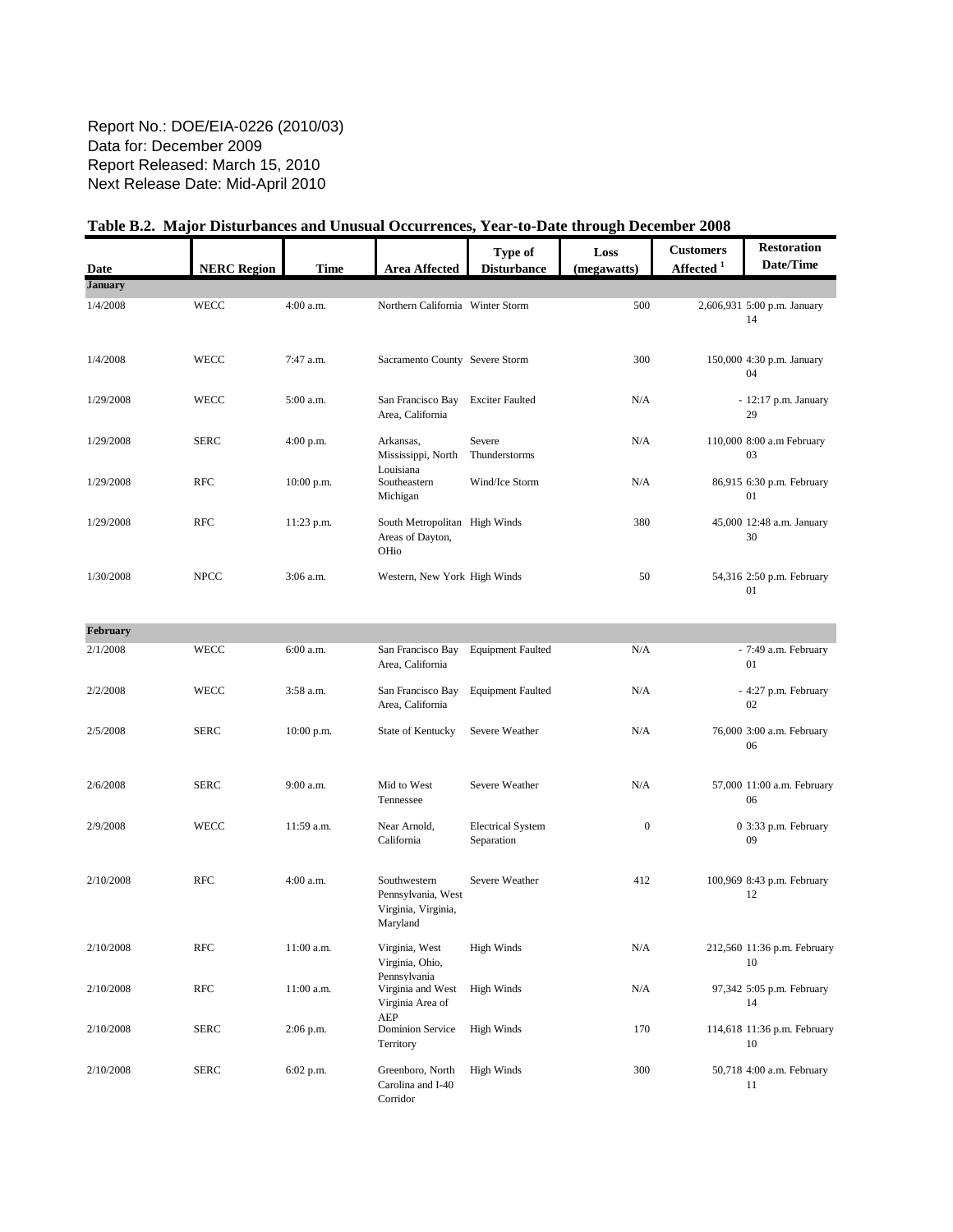Report No.: DOE/EIA-0226 (2010/03)
Data for: December 2009
Report Released: March 15, 2010
Next Release Date: Mid-April 2010

## Table B.2. Major Disturbances and Unusual Occurrences, Year-to-Date through December 2008

| Date | NERC Region | Time | Area Affected | Type of Disturbance | Loss (megawatts) | Customers Affected [1] | Restoration Date/Time |
|---|---|---|---|---|---|---|---|
| **January** | | | | | | | |
| 1/4/2008 | WECC | 4:00 a.m. | Northern California | Winter Storm | 500 | 2,606,931 | 5:00 p.m. January 14 |
| 1/4/2008 | WECC | 7:47 a.m. | Sacramento County | Severe Storm | 300 | 150,000 | 4:30 p.m. January 04 |
| 1/29/2008 | WECC | 5:00 a.m. | San Francisco Bay Area, California | Exciter Faulted | N/A | - | 12:17 p.m. January 29 |
| 1/29/2008 | SERC | 4:00 p.m. | Arkansas, Mississippi, North Louisiana | Severe Thunderstorms | N/A | 110,000 | 8:00 a.m February 03 |
| 1/29/2008 | RFC | 10:00 p.m. | Southeastern Michigan | Wind/Ice Storm | N/A | 86,915 | 6:30 p.m. February 01 |
| 1/29/2008 | RFC | 11:23 p.m. | South Metropolitan Areas of Dayton, OHio | High Winds | 380 | 45,000 | 12:48 a.m. January 30 |
| 1/30/2008 | NPCC | 3:06 a.m. | Western, New York | High Winds | 50 | 54,316 | 2:50 p.m. February 01 |
| **February** | | | | | | | |
| 2/1/2008 | WECC | 6:00 a.m. | San Francisco Bay Area, California | Equipment Faulted | N/A | - | 7:49 a.m. February 01 |
| 2/2/2008 | WECC | 3:58 a.m. | San Francisco Bay Area, California | Equipment Faulted | N/A | - | 4:27 p.m. February 02 |
| 2/5/2008 | SERC | 10:00 p.m. | State of Kentucky | Severe Weather | N/A | 76,000 | 3:00 a.m. February 06 |
| 2/6/2008 | SERC | 9:00 a.m. | Mid to West Tennessee | Severe Weather | N/A | 57,000 | 11:00 a.m. February 06 |
| 2/9/2008 | WECC | 11:59 a.m. | Near Arnold, California | Electrical System Separation | 0 | 0 | 3:33 p.m. February 09 |
| 2/10/2008 | RFC | 4:00 a.m. | Southwestern Pennsylvania, West Virginia, Virginia, Maryland | Severe Weather | 412 | 100,969 | 8:43 p.m. February 12 |
| 2/10/2008 | RFC | 11:00 a.m. | Virginia, West Virginia, Ohio, Pennsylvania | High Winds | N/A | 212,560 | 11:36 p.m. February 10 |
| 2/10/2008 | RFC | 11:00 a.m. | Virginia and West Virginia Area of AEP | High Winds | N/A | 97,342 | 5:05 p.m. February 14 |
| 2/10/2008 | SERC | 2:06 p.m. | Dominion Service Territory | High Winds | 170 | 114,618 | 11:36 p.m. February 10 |
| 2/10/2008 | SERC | 6:02 p.m. | Greenboro, North Carolina and I-40 Corridor | High Winds | 300 | 50,718 | 4:00 a.m. February 11 |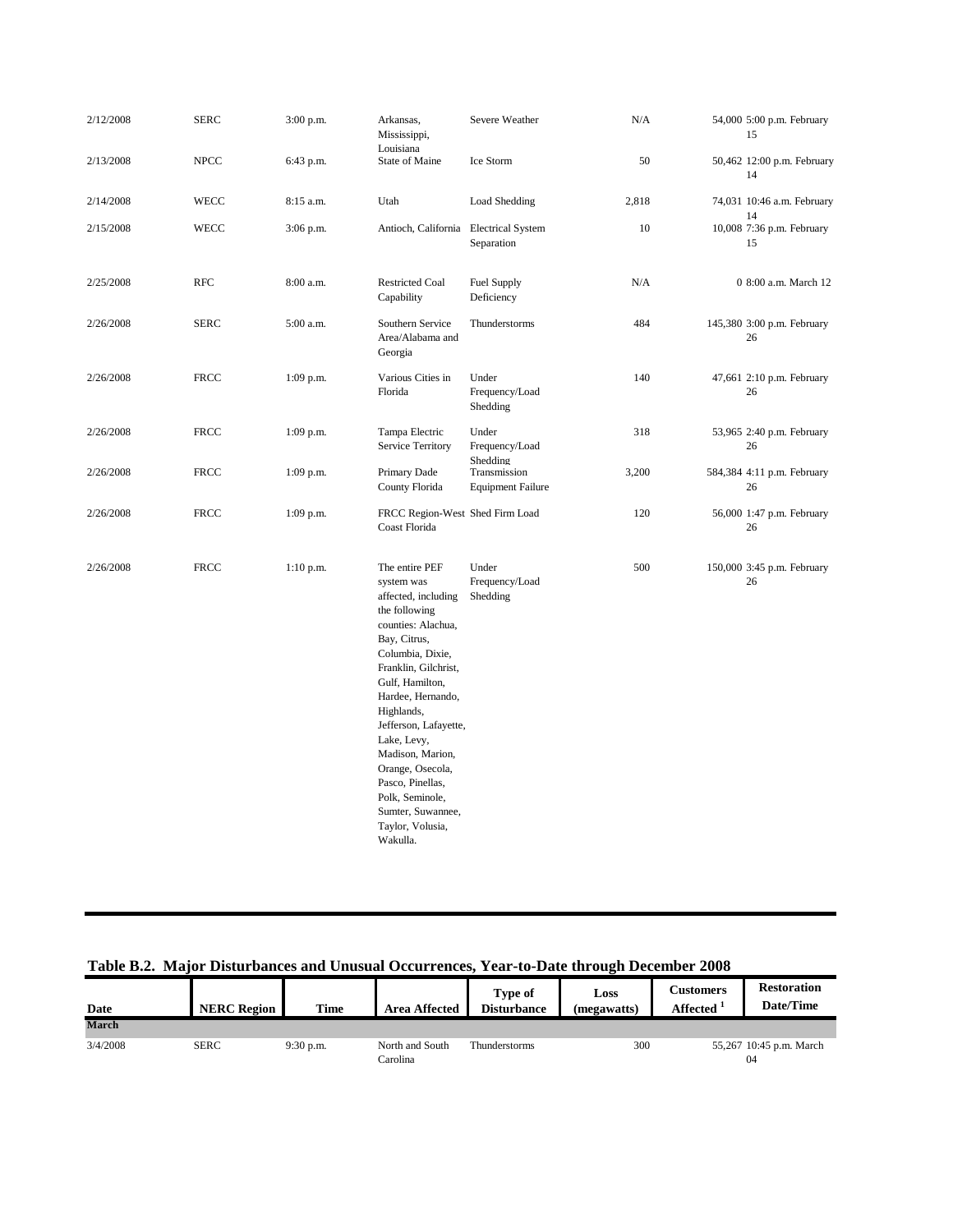| Date | NERC Region | Time | Area Affected | Type of Disturbance | Loss (megawatts) | Customers Affected [1] | Restoration Date/Time |
|---|---|---|---|---|---|---|---|
| 2/12/2008 | SERC | 3:00 p.m. | Arkansas, Mississippi, Louisiana | Severe Weather | N/A | 54,000 | 5:00 p.m. February 15 |
| 2/13/2008 | NPCC | 6:43 p.m. | State of Maine | Ice Storm | 50 | 50,462 | 12:00 p.m. February 14 |
| 2/14/2008 | WECC | 8:15 a.m. | Utah | Load Shedding | 2,818 | 74,031 | 10:46 a.m. February 14 |
| 2/15/2008 | WECC | 3:06 p.m. | Antioch, California | Electrical System Separation | 10 | 10,008 | 7:36 p.m. February 15 |
| 2/25/2008 | RFC | 8:00 a.m. | Restricted Coal Capability | Fuel Supply Deficiency | N/A | 0 | 8:00 a.m. March 12 |
| 2/26/2008 | SERC | 5:00 a.m. | Southern Service Area/Alabama and Georgia | Thunderstorms | 484 | 145,380 | 3:00 p.m. February 26 |
| 2/26/2008 | FRCC | 1:09 p.m. | Various Cities in Florida | Under Frequency/Load Shedding | 140 | 47,661 | 2:10 p.m. February 26 |
| 2/26/2008 | FRCC | 1:09 p.m. | Tampa Electric Service Territory | Under Frequency/Load Shedding | 318 | 53,965 | 2:40 p.m. February 26 |
| 2/26/2008 | FRCC | 1:09 p.m. | Primary Dade County Florida | Transmission Equipment Failure | 3,200 | 584,384 | 4:11 p.m. February 26 |
| 2/26/2008 | FRCC | 1:09 p.m. | FRCC Region-West Coast Florida | Shed Firm Load | 120 | 56,000 | 1:47 p.m. February 26 |
| 2/26/2008 | FRCC | 1:10 p.m. | The entire PEF system was affected, including the following counties: Alachua, Bay, Citrus, Columbia, Dixie, Franklin, Gilchrist, Gulf, Hamilton, Hardee, Hernando, Highlands, Jefferson, Lafayette, Lake, Levy, Madison, Marion, Orange, Osecola, Pasco, Pinellas, Polk, Seminole, Sumter, Suwannee, Taylor, Volusia, Wakulla. | Under Frequency/Load Shedding | 500 | 150,000 | 3:45 p.m. February 26 |

**Table B.2. Major Disturbances and Unusual Occurrences, Year-to-Date through December 2008**

| Date | NERC Region | Time | Area Affected | Type of Disturbance | Loss (megawatts) | Customers Affected [1] | Restoration Date/Time |
|---|---|---|---|---|---|---|---|
| **March** | | | | | | | |
| 3/4/2008 | SERC | 9:30 p.m. | North and South Carolina | Thunderstorms | 300 | 55,267 | 10:45 p.m. March 04 |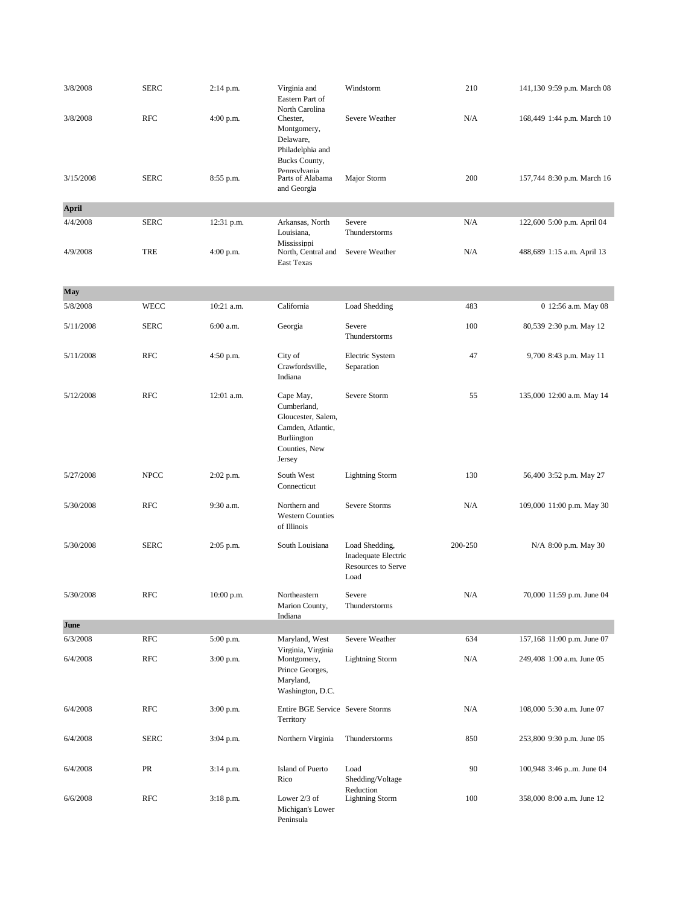| | | | | | | | |
|---|---|---|---|---|---|---|---|
| 3/8/2008 | SERC | 2:14 p.m. | Virginia and Eastern Part of North Carolina | Windstorm | 210 | 141,130 | 9:59 p.m. March 08 |
| 3/8/2008 | RFC | 4:00 p.m. | Chester, Montgomery, Delaware, Philadelphia and Bucks County, Pennsylvania | Severe Weather | N/A | 168,449 | 1:44 p.m. March 10 |
| 3/15/2008 | SERC | 8:55 p.m. | Parts of Alabama and Georgia | Major Storm | 200 | 157,744 | 8:30 p.m. March 16 |
| **April** | | | | | | | |
| 4/4/2008 | SERC | 12:31 p.m. | Arkansas, North Louisiana, Mississippi | Severe Thunderstorms | N/A | 122,600 | 5:00 p.m. April 04 |
| 4/9/2008 | TRE | 4:00 p.m. | North, Central and East Texas | Severe Weather | N/A | 488,689 | 1:15 a.m. April 13 |
| **May** | | | | | | | |
| 5/8/2008 | WECC | 10:21 a.m. | California | Load Shedding | 483 | 0 | 12:56 a.m. May 08 |
| 5/11/2008 | SERC | 6:00 a.m. | Georgia | Severe Thunderstorms | 100 | 80,539 | 2:30 p.m. May 12 |
| 5/11/2008 | RFC | 4:50 p.m. | City of Crawfordsville, Indiana | Electric System Separation | 47 | 9,700 | 8:43 p.m. May 11 |
| 5/12/2008 | RFC | 12:01 a.m. | Cape May, Cumberland, Gloucester, Salem, Camden, Atlantic, Burliington Counties, New Jersey | Severe Storm | 55 | 135,000 | 12:00 a.m. May 14 |
| 5/27/2008 | NPCC | 2:02 p.m. | South West Connecticut | Lightning Storm | 130 | 56,400 | 3:52 p.m. May 27 |
| 5/30/2008 | RFC | 9:30 a.m. | Northern and Western Counties of Illinois | Severe Storms | N/A | 109,000 | 11:00 p.m. May 30 |
| 5/30/2008 | SERC | 2:05 p.m. | South Louisiana | Load Shedding, Inadequate Electric Resources to Serve Load | 200-250 | N/A | 8:00 p.m. May 30 |
| 5/30/2008 | RFC | 10:00 p.m. | Northeastern Marion County, Indiana | Severe Thunderstorms | N/A | 70,000 | 11:59 p.m. June 04 |
| **June** | | | | | | | |
| 6/3/2008 | RFC | 5:00 p.m. | Maryland, West Virginia, Virginia | Severe Weather | 634 | 157,168 | 11:00 p.m. June 07 |
| 6/4/2008 | RFC | 3:00 p.m. | Montgomery, Prince Georges, Maryland, Washington, D.C. | Lightning Storm | N/A | 249,408 | 1:00 a.m. June 05 |
| 6/4/2008 | RFC | 3:00 p.m. | Entire BGE Service Territory | Severe Storms | N/A | 108,000 | 5:30 a.m. June 07 |
| 6/4/2008 | SERC | 3:04 p.m. | Northern Virginia | Thunderstorms | 850 | 253,800 | 9:30 p.m. June 05 |
| 6/4/2008 | PR | 3:14 p.m. | Island of Puerto Rico | Load Shedding/Voltage Reduction | 90 | 100,948 | 3:46 p..m. June 04 |
| 6/6/2008 | RFC | 3:18 p.m. | Lower 2/3 of Michigan's Lower Peninsula | Lightning Storm | 100 | 358,000 | 8:00 a.m. June 12 |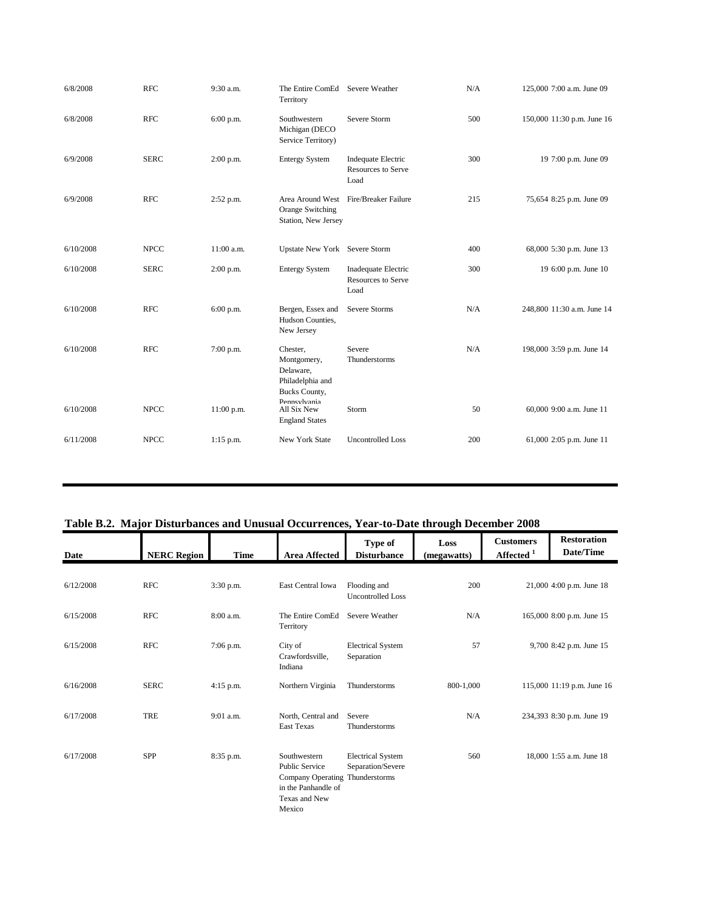| Date | NERC Region | Time | Area Affected | Type of Disturbance | Loss (megawatts) | Customers Affected [1] | Restoration Date/Time |
|---|---|---|---|---|---|---|---|
| 6/8/2008 | RFC | 9:30 a.m. | The Entire ComEd Territory | Severe Weather | N/A | 125,000 | 7:00 a.m. June 09 |
| 6/8/2008 | RFC | 6:00 p.m. | Southwestern Michigan (DECO Service Territory) | Severe Storm | 500 | 150,000 | 11:30 p.m. June 16 |
| 6/9/2008 | SERC | 2:00 p.m. | Entergy System | Indequate Electric Resources to Serve Load | 300 | 19 | 7:00 p.m. June 09 |
| 6/9/2008 | RFC | 2:52 p.m. | Area Around West Orange Switching Station, New Jersey | Fire/Breaker Failure | 215 | 75,654 | 8:25 p.m. June 09 |
| 6/10/2008 | NPCC | 11:00 a.m. | Upstate New York | Severe Storm | 400 | 68,000 | 5:30 p.m. June 13 |
| 6/10/2008 | SERC | 2:00 p.m. | Entergy System | Inadequate Electric Resources to Serve Load | 300 | 19 | 6:00 p.m. June 10 |
| 6/10/2008 | RFC | 6:00 p.m. | Bergen, Essex and Hudson Counties, New Jersey | Severe Storms | N/A | 248,800 | 11:30 a.m. June 14 |
| 6/10/2008 | RFC | 7:00 p.m. | Chester, Montgomery, Delaware, Philadelphia and Bucks County, Pennsylvania | Severe Thunderstorms | N/A | 198,000 | 3:59 p.m. June 14 |
| 6/10/2008 | NPCC | 11:00 p.m. | All Six New England States | Storm | 50 | 60,000 | 9:00 a.m. June 11 |
| 6/11/2008 | NPCC | 1:15 p.m. | New York State | Uncontrolled Loss | 200 | 61,000 | 2:05 p.m. June 11 |
| 6/12/2008 | RFC | 3:30 p.m. | East Central Iowa | Flooding and Uncontrolled Loss | 200 | 21,000 | 4:00 p.m. June 18 |
| 6/15/2008 | RFC | 8:00 a.m. | The Entire ComEd Territory | Severe Weather | N/A | 165,000 | 8:00 p.m. June 15 |
| 6/15/2008 | RFC | 7:06 p.m. | City of Crawfordsville, Indiana | Electrical System Separation | 57 | 9,700 | 8:42 p.m. June 15 |
| 6/16/2008 | SERC | 4:15 p.m. | Northern Virginia | Thunderstorms | 800-1,000 | 115,000 | 11:19 p.m. June 16 |
| 6/17/2008 | TRE | 9:01 a.m. | North, Central and East Texas | Severe Thunderstorms | N/A | 234,393 | 8:30 p.m. June 19 |
| 6/17/2008 | SPP | 8:35 p.m. | Southwestern Public Service Company Operating in the Panhandle of Texas and New Mexico | Electrical System Separation/Severe Thunderstorms | 560 | 18,000 | 1:55 a.m. June 18 |

**Table B.2. Major Disturbances and Unusual Occurrences, Year-to-Date through December 2008**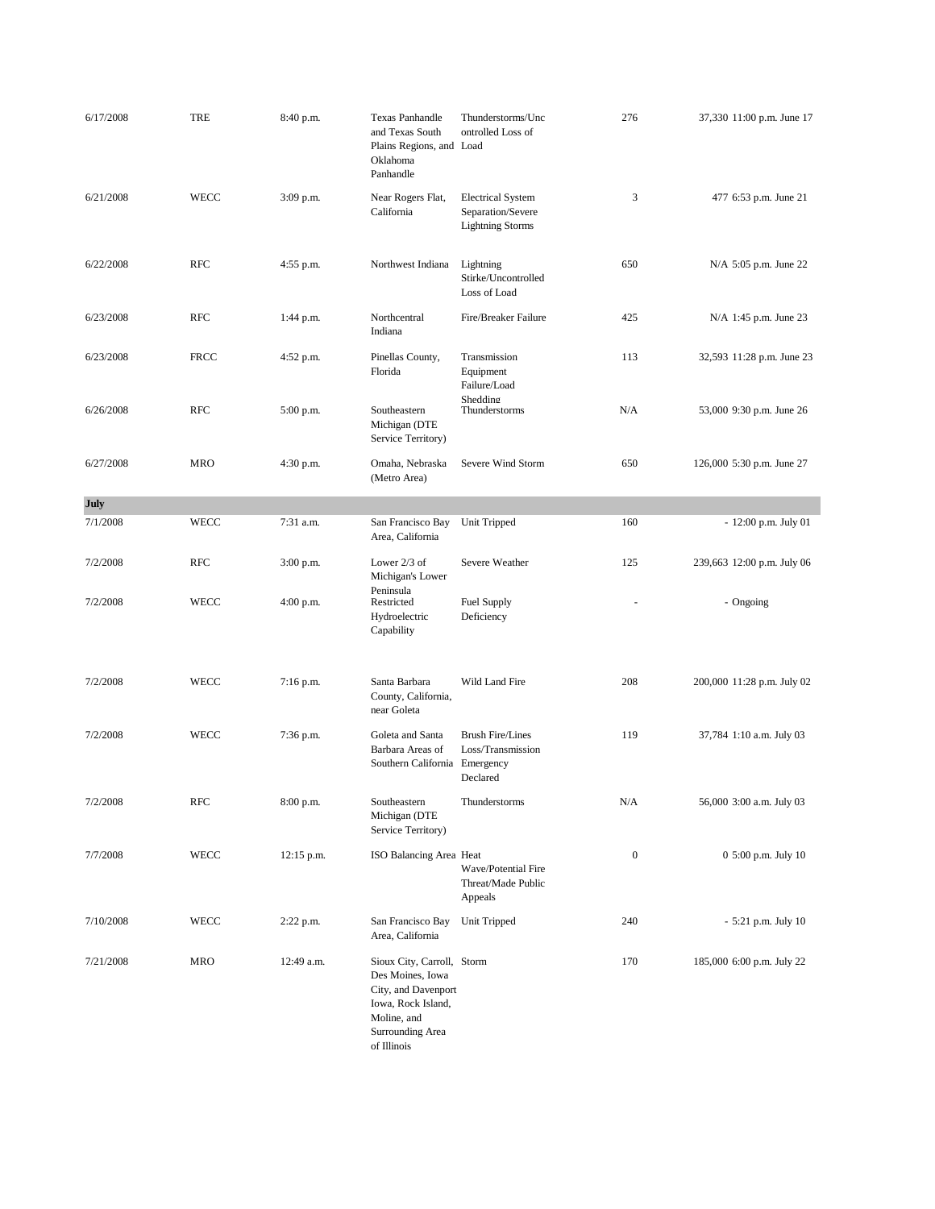| | | | | | | | |
|---|---|---|---|---|---|---|---|
| 6/17/2008 | TRE | 8:40 p.m. | Texas Panhandle and Texas South Plains Regions, and Oklahoma Panhandle | Thunderstorms/Uncontrolled Loss of Load | 276 | 37,330 | 11:00 p.m. June 17 |
| 6/21/2008 | WECC | 3:09 p.m. | Near Rogers Flat, California | Electrical System Separation/Severe Lightning Storms | 3 | 477 | 6:53 p.m. June 21 |
| 6/22/2008 | RFC | 4:55 p.m. | Northwest Indiana | Lightning Stirke/Uncontrolled Loss of Load | 650 | N/A | 5:05 p.m. June 22 |
| 6/23/2008 | RFC | 1:44 p.m. | Northcentral Indiana | Fire/Breaker Failure | 425 | N/A | 1:45 p.m. June 23 |
| 6/23/2008 | FRCC | 4:52 p.m. | Pinellas County, Florida | Transmission Equipment Failure/Load Shedding | 113 | 32,593 | 11:28 p.m. June 23 |
| 6/26/2008 | RFC | 5:00 p.m. | Southeastern Michigan (DTE Service Territory) | Thunderstorms | N/A | 53,000 | 9:30 p.m. June 26 |
| 6/27/2008 | MRO | 4:30 p.m. | Omaha, Nebraska (Metro Area) | Severe Wind Storm | 650 | 126,000 | 5:30 p.m. June 27 |
| **July** | | | | | | | |
| 7/1/2008 | WECC | 7:31 a.m. | San Francisco Bay Area, California | Unit Tripped | 160 | - | 12:00 p.m. July 01 |
| 7/2/2008 | RFC | 3:00 p.m. | Lower 2/3 of Michigan's Lower Peninsula | Severe Weather | 125 | 239,663 | 12:00 p.m. July 06 |
| 7/2/2008 | WECC | 4:00 p.m. | Restricted Hydroelectric Capability | Fuel Supply Deficiency | - | - | Ongoing |
| 7/2/2008 | WECC | 7:16 p.m. | Santa Barbara County, California, near Goleta | Wild Land Fire | 208 | 200,000 | 11:28 p.m. July 02 |
| 7/2/2008 | WECC | 7:36 p.m. | Goleta and Santa Barbara Areas of Southern California | Brush Fire/Lines Loss/Transmission Emergency Declared | 119 | 37,784 | 1:10 a.m. July 03 |
| 7/2/2008 | RFC | 8:00 p.m. | Southeastern Michigan (DTE Service Territory) | Thunderstorms | N/A | 56,000 | 3:00 a.m. July 03 |
| 7/7/2008 | WECC | 12:15 p.m. | ISO Balancing Area | Heat Wave/Potential Fire Threat/Made Public Appeals | 0 | 0 | 5:00 p.m. July 10 |
| 7/10/2008 | WECC | 2:22 p.m. | San Francisco Bay Area, California | Unit Tripped | 240 | - | 5:21 p.m. July 10 |
| 7/21/2008 | MRO | 12:49 a.m. | Sioux City, Carroll, Des Moines, Iowa City, and Davenport Iowa, Rock Island, Moline, and Surrounding Area of Illinois | Storm | 170 | 185,000 | 6:00 p.m. July 22 |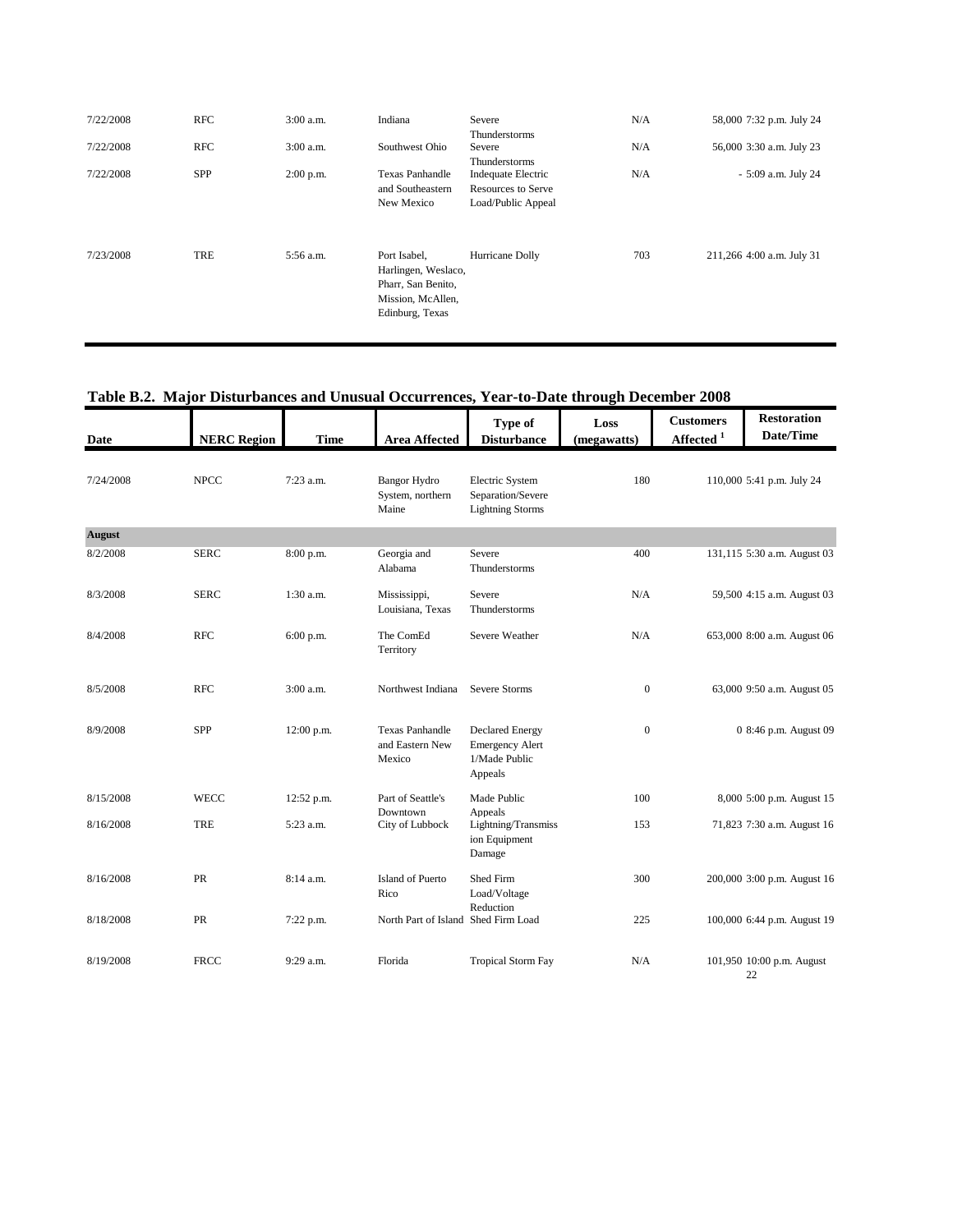| Date | NERC Region | Time | Area Affected | Type of Disturbance | Loss (megawatts) | Customers Affected [1] | Restoration Date/Time |
|---|---|---|---|---|---|---|---|
| 7/22/2008 | RFC | 3:00 a.m. | Indiana | Severe Thunderstorms | N/A | 58,000 | 7:32 p.m. July 24 |
| 7/22/2008 | RFC | 3:00 a.m. | Southwest Ohio | Severe Thunderstorms | N/A | 56,000 | 3:30 a.m. July 23 |
| 7/22/2008 | SPP | 2:00 p.m. | Texas Panhandle and Southeastern New Mexico | Inadequate Electric Resources to Serve Load/Public Appeal | N/A | - | 5:09 a.m. July 24 |
| 7/23/2008 | TRE | 5:56 a.m. | Port Isabel, Harlingen, Weslaco, Pharr, San Benito, Mission, McAllen, Edinburg, Texas | Hurricane Dolly | 703 | 211,266 | 4:00 a.m. July 31 |

## Table B.2. Major Disturbances and Unusual Occurrences, Year-to-Date through December 2008

| Date | NERC Region | Time | Area Affected | Type of Disturbance | Loss (megawatts) | Customers Affected [1] | Restoration Date/Time |
|---|---|---|---|---|---|---|---|
| 7/24/2008 | NPCC | 7:23 a.m. | Bangor Hydro System, northern Maine | Electric System Separation/Severe Lightning Storms | 180 | 110,000 | 5:41 p.m. July 24 |
| **August** | | | | | | | |
| 8/2/2008 | SERC | 8:00 p.m. | Georgia and Alabama | Severe Thunderstorms | 400 | 131,115 | 5:30 a.m. August 03 |
| 8/3/2008 | SERC | 1:30 a.m. | Mississippi, Louisiana, Texas | Severe Thunderstorms | N/A | 59,500 | 4:15 a.m. August 03 |
| 8/4/2008 | RFC | 6:00 p.m. | The ComEd Territory | Severe Weather | N/A | 653,000 | 8:00 a.m. August 06 |
| 8/5/2008 | RFC | 3:00 a.m. | Northwest Indiana | Severe Storms | 0 | 63,000 | 9:50 a.m. August 05 |
| 8/9/2008 | SPP | 12:00 p.m. | Texas Panhandle and Eastern New Mexico | Declared Energy Emergency Alert 1/Made Public Appeals | 0 | 0 | 8:46 p.m. August 09 |
| 8/15/2008 | WECC | 12:52 p.m. | Part of Seattle's Downtown | Made Public Appeals | 100 | 8,000 | 5:00 p.m. August 15 |
| 8/16/2008 | TRE | 5:23 a.m. | City of Lubbock | Lightning/Transmission Equipment Damage | 153 | 71,823 | 7:30 a.m. August 16 |
| 8/16/2008 | PR | 8:14 a.m. | Island of Puerto Rico | Shed Firm Load/Voltage Reduction | 300 | 200,000 | 3:00 p.m. August 16 |
| 8/18/2008 | PR | 7:22 p.m. | North Part of Island | Shed Firm Load | 225 | 100,000 | 6:44 p.m. August 19 |
| 8/19/2008 | FRCC | 9:29 a.m. | Florida | Tropical Storm Fay | N/A | 101,950 | 10:00 p.m. August 22 |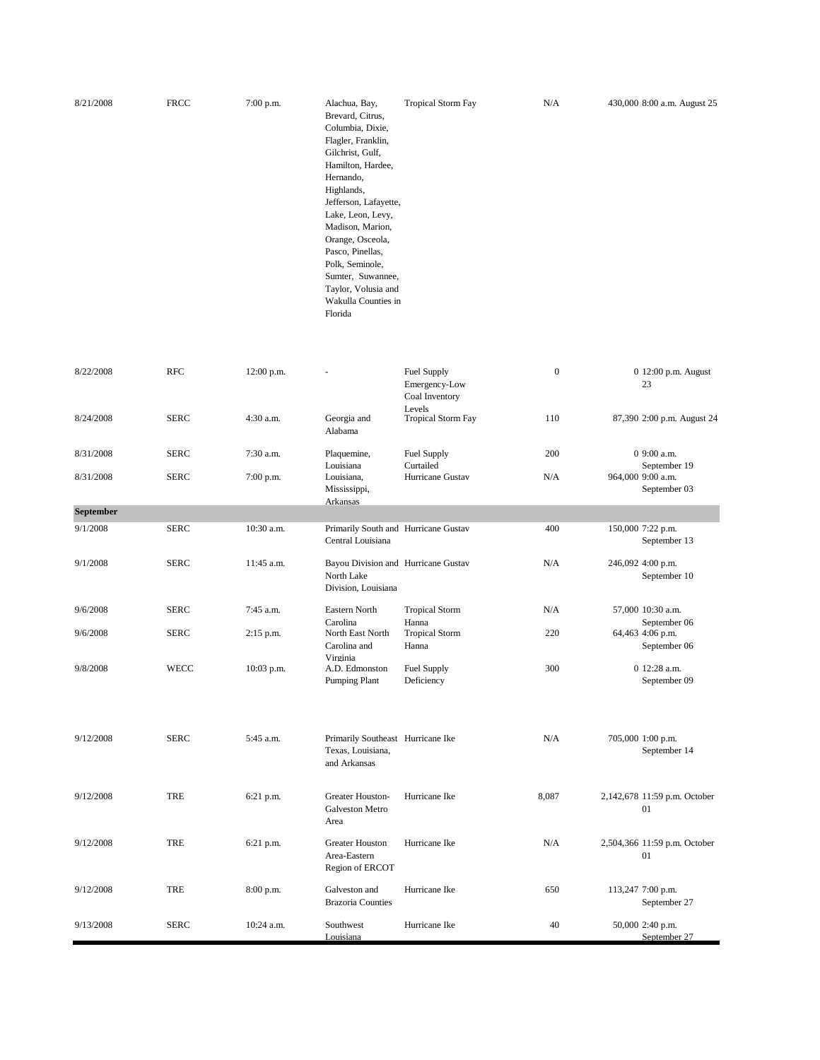| | | | | | | | |
|---|---|---|---|---|---|---|---|
| 8/21/2008 | FRCC | 7:00 p.m. | Alachua, Bay, Brevard, Citrus, Columbia, Dixie, Flagler, Franklin, Gilchrist, Gulf, Hamilton, Hardee, Hernando, Highlands, Jefferson, Lafayette, Lake, Leon, Levy, Madison, Marion, Orange, Osceola, Pasco, Pinellas, Polk, Seminole, Sumter, Suwannee, Taylor, Volusia and Wakulla Counties in Florida | Tropical Storm Fay | N/A | 430,000 | 8:00 a.m. August 25 |
| 8/22/2008 | RFC | 12:00 p.m. | - | Fuel Supply Emergency-Low Coal Inventory Levels | 0 | 0 | 12:00 p.m. August 23 |
| 8/24/2008 | SERC | 4:30 a.m. | Georgia and Alabama | Tropical Storm Fay | 110 | 87,390 | 2:00 p.m. August 24 |
| 8/31/2008 | SERC | 7:30 a.m. | Plaquemine, Louisiana | Fuel Supply Curtailed | 200 | 0 | 9:00 a.m. September 19 |
| 8/31/2008 | SERC | 7:00 p.m. | Louisiana, Mississippi, Arkansas | Hurricane Gustav | N/A | 964,000 | 9:00 a.m. September 03 |
| **September** | | | | | | | |
| 9/1/2008 | SERC | 10:30 a.m. | Primarily South and Central Louisiana | Hurricane Gustav | 400 | 150,000 | 7:22 p.m. September 13 |
| 9/1/2008 | SERC | 11:45 a.m. | Bayou Division and North Lake Division, Louisiana | Hurricane Gustav | N/A | 246,092 | 4:00 p.m. September 10 |
| 9/6/2008 | SERC | 7:45 a.m. | Eastern North Carolina | Tropical Storm Hanna | N/A | 57,000 | 10:30 a.m. September 06 |
| 9/6/2008 | SERC | 2:15 p.m. | North East North Carolina and Virginia | Tropical Storm Hanna | 220 | 64,463 | 4:06 p.m. September 06 |
| 9/8/2008 | WECC | 10:03 p.m. | A.D. Edmonston Pumping Plant | Fuel Supply Deficiency | 300 | 0 | 12:28 a.m. September 09 |
| 9/12/2008 | SERC | 5:45 a.m. | Primarily Southeast Texas, Louisiana, and Arkansas | Hurricane Ike | N/A | 705,000 | 1:00 p.m. September 14 |
| 9/12/2008 | TRE | 6:21 p.m. | Greater Houston-Galveston Metro Area | Hurricane Ike | 8,087 | 2,142,678 | 11:59 p.m. October 01 |
| 9/12/2008 | TRE | 6:21 p.m. | Greater Houston Area-Eastern Region of ERCOT | Hurricane Ike | N/A | 2,504,366 | 11:59 p.m. October 01 |
| 9/12/2008 | TRE | 8:00 p.m. | Galveston and Brazoria Counties | Hurricane Ike | 650 | 113,247 | 7:00 p.m. September 27 |
| 9/13/2008 | SERC | 10:24 a.m. | Southwest Louisiana | Hurricane Ike | 40 | 50,000 | 2:40 p.m. September 27 |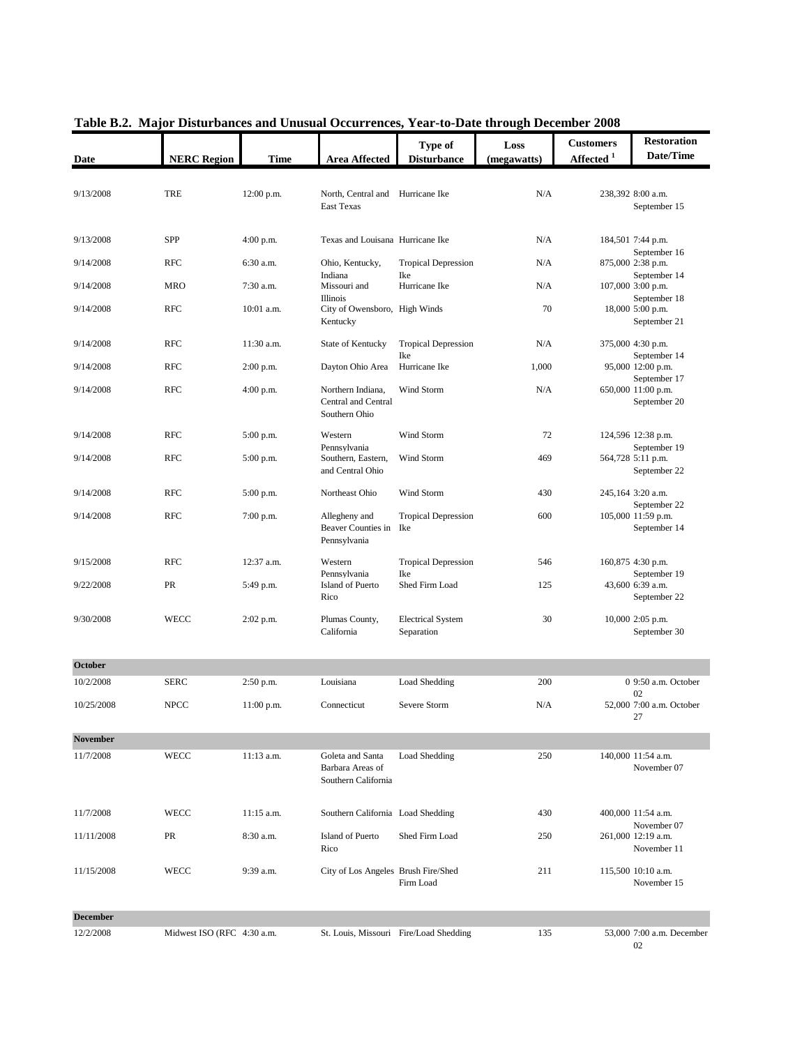## Table B.2. Major Disturbances and Unusual Occurrences, Year-to-Date through December 2008

| Date | NERC Region | Time | Area Affected | Type of Disturbance | Loss (megawatts) | Customers Affected [1] | Restoration Date/Time |
|---|---|---|---|---|---|---|---|
| 9/13/2008 | TRE | 12:00 p.m. | North, Central and East Texas | Hurricane Ike | N/A | 238,392 | 8:00 a.m. September 15 |
| 9/13/2008 | SPP | 4:00 p.m. | Texas and Louisana | Hurricane Ike | N/A | 184,501 | 7:44 p.m. September 16 |
| 9/14/2008 | RFC | 6:30 a.m. | Ohio, Kentucky, Indiana | Tropical Depression Ike | N/A | 875,000 | 2:38 p.m. September 14 |
| 9/14/2008 | MRO | 7:30 a.m. | Missouri and Illinois | Hurricane Ike | N/A | 107,000 | 3:00 p.m. September 18 |
| 9/14/2008 | RFC | 10:01 a.m. | City of Owensboro, Kentucky | High Winds | 70 | 18,000 | 5:00 p.m. September 21 |
| 9/14/2008 | RFC | 11:30 a.m. | State of Kentucky | Tropical Depression Ike | N/A | 375,000 | 4:30 p.m. September 14 |
| 9/14/2008 | RFC | 2:00 p.m. | Dayton Ohio Area | Hurricane Ike | 1,000 | 95,000 | 12:00 p.m. September 17 |
| 9/14/2008 | RFC | 4:00 p.m. | Northern Indiana, Central and Central Southern Ohio | Wind Storm | N/A | 650,000 | 11:00 p.m. September 20 |
| 9/14/2008 | RFC | 5:00 p.m. | Western Pennsylvania | Wind Storm | 72 | 124,596 | 12:38 p.m. September 19 |
| 9/14/2008 | RFC | 5:00 p.m. | Southern, Eastern, and Central Ohio | Wind Storm | 469 | 564,728 | 5:11 p.m. September 22 |
| 9/14/2008 | RFC | 5:00 p.m. | Northeast Ohio | Wind Storm | 430 | 245,164 | 3:20 a.m. September 22 |
| 9/14/2008 | RFC | 7:00 p.m. | Allegheny and Beaver Counties in Pennsylvania | Tropical Depression Ike | 600 | 105,000 | 11:59 p.m. September 14 |
| 9/15/2008 | RFC | 12:37 a.m. | Western Pennsylvania | Tropical Depression Ike | 546 | 160,875 | 4:30 p.m. September 19 |
| 9/22/2008 | PR | 5:49 p.m. | Island of Puerto Rico | Shed Firm Load | 125 | 43,600 | 6:39 a.m. September 22 |
| 9/30/2008 | WECC | 2:02 p.m. | Plumas County, California | Electrical System Separation | 30 | 10,000 | 2:05 p.m. September 30 |
| **October** | | | | | | | |
| 10/2/2008 | SERC | 2:50 p.m. | Louisiana | Load Shedding | 200 | 0 | 9:50 a.m. October 02 |
| 10/25/2008 | NPCC | 11:00 p.m. | Connecticut | Severe Storm | N/A | 52,000 | 7:00 a.m. October 27 |
| **November** | | | | | | | |
| 11/7/2008 | WECC | 11:13 a.m. | Goleta and Santa Barbara Areas of Southern California | Load Shedding | 250 | 140,000 | 11:54 a.m. November 07 |
| 11/7/2008 | WECC | 11:15 a.m. | Southern California | Load Shedding | 430 | 400,000 | 11:54 a.m. November 07 |
| 11/11/2008 | PR | 8:30 a.m. | Island of Puerto Rico | Shed Firm Load | 250 | 261,000 | 12:19 a.m. November 11 |
| 11/15/2008 | WECC | 9:39 a.m. | City of Los Angeles | Brush Fire/Shed Firm Load | 211 | 115,500 | 10:10 a.m. November 15 |
| **December** | | | | | | | |
| 12/2/2008 | Midwest ISO (RFC | 4:30 a.m. | St. Louis, Missouri | Fire/Load Shedding | 135 | 53,000 | 7:00 a.m. December 02 |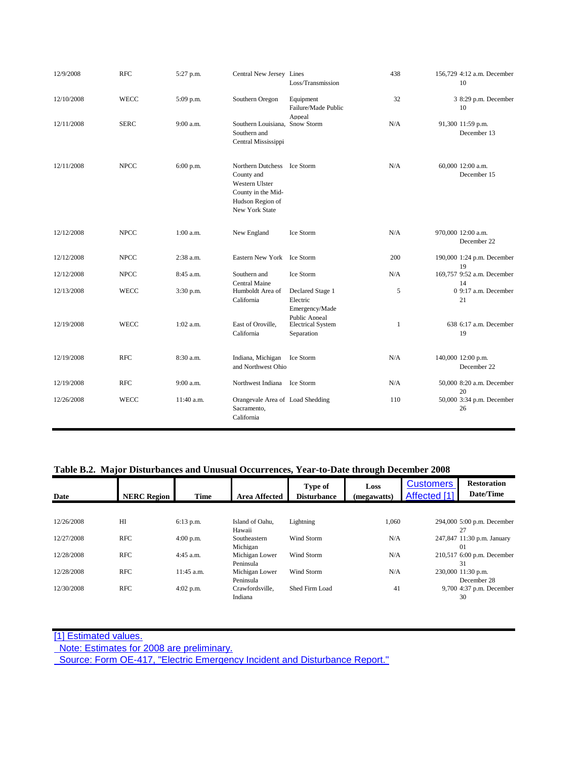| | | | | | | | |
|---|---|---|---|---|---|---|---|
| 12/9/2008 | RFC | 5:27 p.m. | Central New Jersey | Lines Loss/Transmission | 438 | 156,729 | 4:12 a.m. December 10 |
| 12/10/2008 | WECC | 5:09 p.m. | Southern Oregon | Equipment Failure/Made Public Appeal | 32 | 3 | 8:29 p.m. December 10 |
| 12/11/2008 | SERC | 9:00 a.m. | Southern Louisiana, Southern and Central Mississippi | Snow Storm | N/A | 91,300 | 11:59 p.m. December 13 |
| 12/11/2008 | NPCC | 6:00 p.m. | Northern Dutchess County and Western Ulster County in the Mid-Hudson Region of New York State | Ice Storm | N/A | 60,000 | 12:00 a.m. December 15 |
| 12/12/2008 | NPCC | 1:00 a.m. | New England | Ice Storm | N/A | 970,000 | 12:00 a.m. December 22 |
| 12/12/2008 | NPCC | 2:38 a.m. | Eastern New York | Ice Storm | 200 | 190,000 | 1:24 p.m. December 19 |
| 12/12/2008 | NPCC | 8:45 a.m. | Southern and Central Maine | Ice Storm | N/A | 169,757 | 9:52 a.m. December 14 |
| 12/13/2008 | WECC | 3:30 p.m. | Humboldt Area of California | Declared Stage 1 Electric Emergency/Made Public Appeal | 5 | 0 | 9:17 a.m. December 21 |
| 12/19/2008 | WECC | 1:02 a.m. | East of Oroville, California | Electrical System Separation | 1 | 638 | 6:17 a.m. December 19 |
| 12/19/2008 | RFC | 8:30 a.m. | Indiana, Michigan and Northwest Ohio | Ice Storm | N/A | 140,000 | 12:00 p.m. December 22 |
| 12/19/2008 | RFC | 9:00 a.m. | Northwest Indiana | Ice Storm | N/A | 50,000 | 8:20 a.m. December 20 |
| 12/26/2008 | WECC | 11:40 a.m. | Orangevale Area of Sacramento, California | Load Shedding | 110 | 50,000 | 3:34 p.m. December 26 |

**Table B.2. Major Disturbances and Unusual Occurrences, Year-to-Date through December 2008**

| Date | NERC Region | Time | Area Affected | Type of Disturbance | Loss (megawatts) | Customers Affected [1] | Restoration Date/Time |
|---|---|---|---|---|---|---|---|
| 12/26/2008 | HI | 6:13 p.m. | Island of Oahu, Hawaii | Lightning | 1,060 | 294,000 | 5:00 p.m. December 27 |
| 12/27/2008 | RFC | 4:00 p.m. | Southeastern Michigan | Wind Storm | N/A | 247,847 | 11:30 p.m. January 01 |
| 12/28/2008 | RFC | 4:45 a.m. | Michigan Lower Peninsula | Wind Storm | N/A | 210,517 | 6:00 p.m. December 31 |
| 12/28/2008 | RFC | 11:45 a.m. | Michigan Lower Peninsula | Wind Storm | N/A | 230,000 | 11:30 p.m. December 28 |
| 12/30/2008 | RFC | 4:02 p.m. | Crawfordsville, Indiana | Shed Firm Load | 41 | 9,700 | 4:37 p.m. December 30 |

[1] Estimated values.

Note: Estimates for 2008 are preliminary.

Source: Form OE-417, "Electric Emergency Incident and Disturbance Report."